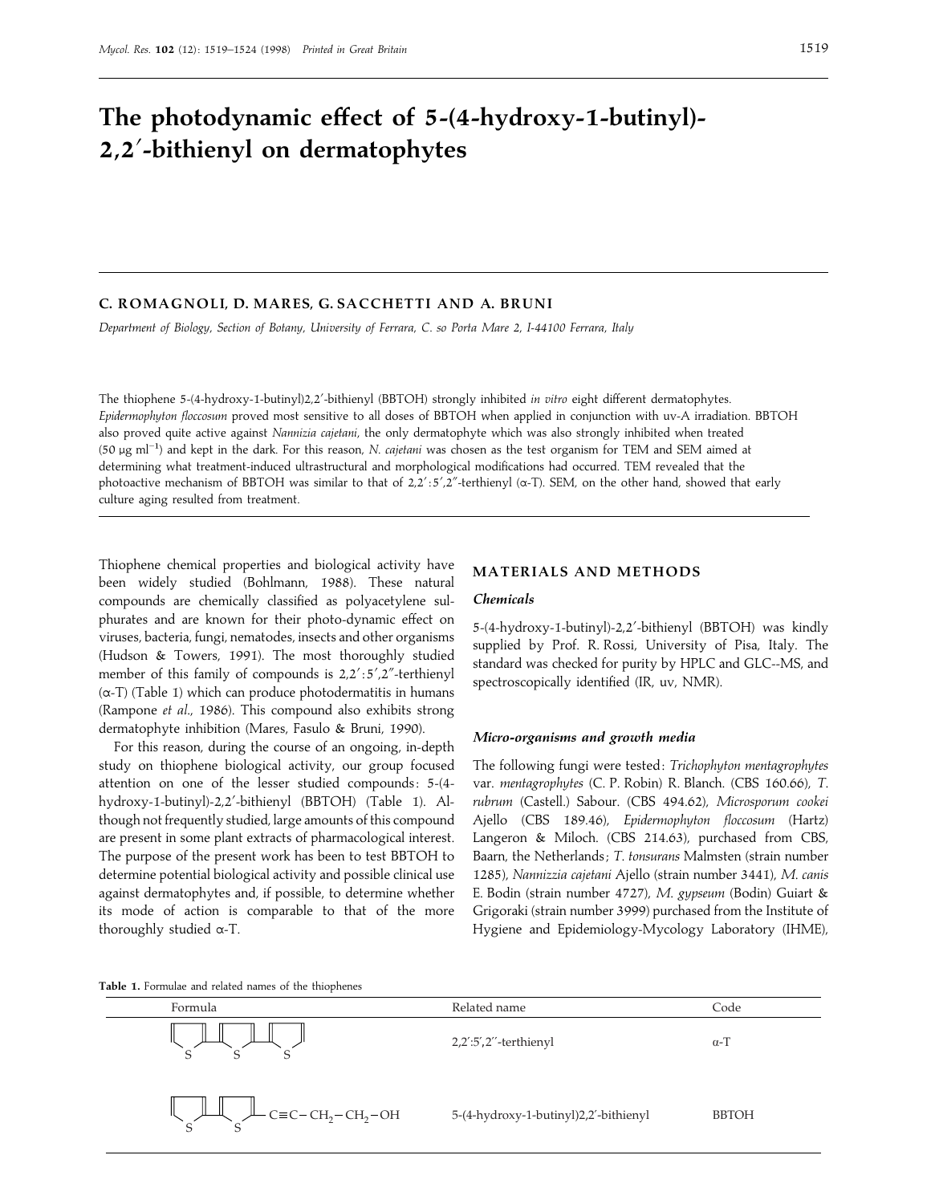# The photodynamic effect of 5-(4-hydroxy-1-butinyl)-2,2′-bithienyl on dermatophytes

**C. ROMAGNOLI, D. MARES, G. SACCHETTI AND A. BRUNI**

*Department of Biology, Section of Botany, University of Ferrara, C. so Porta Mare 2, I-44100 Ferrara, Italy*

The thiophene 5-(4-hydroxy-1-butinyl)2,2′-bithienyl (BBTOH) strongly inhibited *in vitro* eight different dermatophytes. *Epidermophyton floccosum* proved most sensitive to all doses of BBTOH when applied in conjunction with uv-A irradiation. BBTOH also proved quite active against *Nannizia cajetani*, the only dermatophyte which was also strongly inhibited when treated (50 μg ml$^{-1}$) and kept in the dark. For this reason, *N. cajetani* was chosen as the test organism for TEM and SEM aimed at determining what treatment-induced ultrastructural and morphological modifications had occurred. TEM revealed that the photoactive mechanism of BBTOH was similar to that of 2,2′:5′,2″-terthienyl (α-T). SEM, on the other hand, showed that early culture aging resulted from treatment.

Thiophene chemical properties and biological activity have been widely studied (Bohlmann, 1988). These natural compounds are chemically classified as polyacetylene sulphurates and are known for their photo-dynamic effect on viruses, bacteria, fungi, nematodes, insects and other organisms (Hudson & Towers, 1991). The most thoroughly studied member of this family of compounds is 2,2′:5′,2″-terthienyl (α-T) (Table 1) which can produce photodermatitis in humans (Rampone *et al.*, 1986). This compound also exhibits strong dermatophyte inhibition (Mares, Fasulo & Bruni, 1990).

For this reason, during the course of an ongoing, in-depth study on thiophene biological activity, our group focused attention on one of the lesser studied compounds: 5-(4-hydroxy-1-butinyl)-2,2′-bithienyl (BBTOH) (Table 1). Although not frequently studied, large amounts of this compound are present in some plant extracts of pharmacological interest. The purpose of the present work has been to test BBTOH to determine potential biological activity and possible clinical use against dermatophytes and, if possible, to determine whether its mode of action is comparable to that of the more thoroughly studied α-T.

## MATERIALS AND METHODS

### Chemicals

5-(4-hydroxy-1-butinyl)-2,2′-bithienyl (BBTOH) was kindly supplied by Prof. R. Rossi, University of Pisa, Italy. The standard was checked for purity by HPLC and GLC--MS, and spectroscopically identified (IR, uv, NMR).

### Micro-organisms and growth media

The following fungi were tested: *Trichophyton mentagrophytes* var. *mentagrophytes* (C. P. Robin) R. Blanch. (CBS 160.66), *T. rubrum* (Castell.) Sabour. (CBS 494.62), *Microsporum cookei* Ajello (CBS 189.46), *Epidermophyton floccosum* (Hartz) Langeron & Miloch. (CBS 214.63), purchased from CBS, Baarn, the Netherlands; *T. tonsurans* Malmsten (strain number 1285), *Nannizzia cajetani* Ajello (strain number 3441), *M. canis* E. Bodin (strain number 4727), *M. gypseum* (Bodin) Guiart & Grigoraki (strain number 3999) purchased from the Institute of Hygiene and Epidemiology-Mycology Laboratory (IHME),

**Table 1.** Formulae and related names of the thiophenes

| Formula | Related name | Code |
|---|---|---|
| (three linked thiophene rings) | 2,2′:5′,2″-terthienyl | α-T |
| (two linked thiophene rings)–$C{\equiv}C-CH_2-CH_2-OH$ | 5-(4-hydroxy-1-butinyl)2,2′-bithienyl | BBTOH |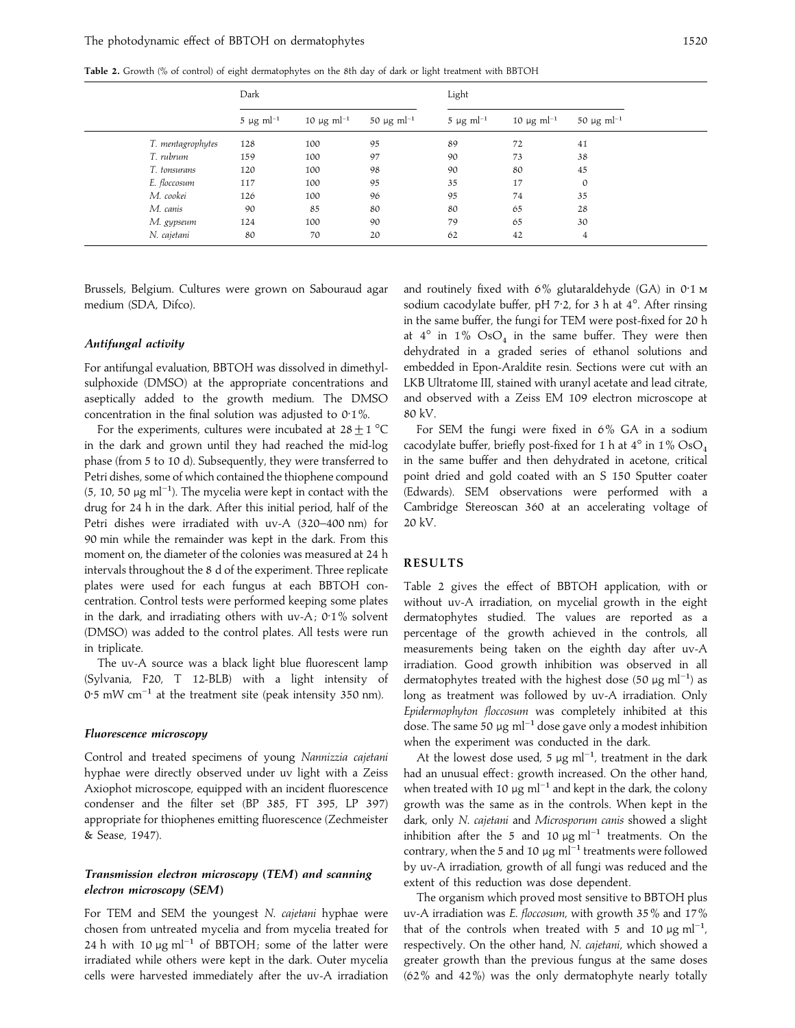**Table 2.** Growth (% of control) of eight dermatophytes on the 8th day of dark or light treatment with BBTOH

| | Dark | | | Light | | |
|---|---|---|---|---|---|---|
| | 5 μg ml$^{-1}$ | 10 μg ml$^{-1}$ | 50 μg ml$^{-1}$ | 5 μg ml$^{-1}$ | 10 μg ml$^{-1}$ | 50 μg ml$^{-1}$ |
| *T. mentagrophytes* | 128 | 100 | 95 | 89 | 72 | 41 |
| *T. rubrum* | 159 | 100 | 97 | 90 | 73 | 38 |
| *T. tonsurans* | 120 | 100 | 98 | 90 | 80 | 45 |
| *E. floccosum* | 117 | 100 | 95 | 35 | 17 | 0 |
| *M. cookei* | 126 | 100 | 96 | 95 | 74 | 35 |
| *M. canis* | 90 | 85 | 80 | 80 | 65 | 28 |
| *M. gypseum* | 124 | 100 | 90 | 79 | 65 | 30 |
| *N. cajetani* | 80 | 70 | 20 | 62 | 42 | 4 |

Brussels, Belgium. Cultures were grown on Sabouraud agar medium (SDA, Difco).

### *Antifungal activity*

For antifungal evaluation, BBTOH was dissolved in dimethylsulphoxide (DMSO) at the appropriate concentrations and aseptically added to the growth medium. The DMSO concentration in the final solution was adjusted to 0·1%.

For the experiments, cultures were incubated at $28 \pm 1$ °C in the dark and grown until they had reached the mid-log phase (from 5 to 10 d). Subsequently, they were transferred to Petri dishes, some of which contained the thiophene compound (5, 10, 50 μg ml$^{-1}$). The mycelia were kept in contact with the drug for 24 h in the dark. After this initial period, half of the Petri dishes were irradiated with uv-A (320–400 nm) for 90 min while the remainder was kept in the dark. From this moment on, the diameter of the colonies was measured at 24 h intervals throughout the 8 d of the experiment. Three replicate plates were used for each fungus at each BBTOH concentration. Control tests were performed keeping some plates in the dark, and irradiating others with uv-A; 0·1% solvent (DMSO) was added to the control plates. All tests were run in triplicate.

The uv-A source was a black light blue fluorescent lamp (Sylvania, F20, T 12-BLB) with a light intensity of 0·5 mW cm$^{-1}$ at the treatment site (peak intensity 350 nm).

### *Fluorescence microscopy*

Control and treated specimens of young *Nannizzia cajetani* hyphae were directly observed under uv light with a Zeiss Axiophot microscope, equipped with an incident fluorescence condenser and the filter set (BP 385, FT 395, LP 397) appropriate for thiophenes emitting fluorescence (Zechmeister & Sease, 1947).

### *Transmission electron microscopy (TEM) and scanning electron microscopy (SEM)*

For TEM and SEM the youngest *N. cajetani* hyphae were chosen from untreated mycelia and from mycelia treated for 24 h with 10 μg ml$^{-1}$ of BBTOH; some of the latter were irradiated while others were kept in the dark. Outer mycelia cells were harvested immediately after the uv-A irradiation and routinely fixed with 6% glutaraldehyde (GA) in 0·1 M sodium cacodylate buffer, pH 7·2, for 3 h at 4°. After rinsing in the same buffer, the fungi for TEM were post-fixed for 20 h at 4° in 1% $OsO_4$ in the same buffer. They were then dehydrated in a graded series of ethanol solutions and embedded in Epon-Araldite resin. Sections were cut with an LKB Ultratome III, stained with uranyl acetate and lead citrate, and observed with a Zeiss EM 109 electron microscope at 80 kV.

For SEM the fungi were fixed in 6% GA in a sodium cacodylate buffer, briefly post-fixed for 1 h at 4° in 1% $OsO_4$ in the same buffer and then dehydrated in acetone, critical point dried and gold coated with an S 150 Sputter coater (Edwards). SEM observations were performed with a Cambridge Stereoscan 360 at an accelerating voltage of 20 kV.

## RESULTS

Table 2 gives the effect of BBTOH application, with or without uv-A irradiation, on mycelial growth in the eight dermatophytes studied. The values are reported as a percentage of the growth achieved in the controls, all measurements being taken on the eighth day after uv-A irradiation. Good growth inhibition was observed in all dermatophytes treated with the highest dose (50 μg ml$^{-1}$) as long as treatment was followed by uv-A irradiation. Only *Epidermophyton floccosum* was completely inhibited at this dose. The same 50 μg ml$^{-1}$ dose gave only a modest inhibition when the experiment was conducted in the dark.

At the lowest dose used, 5 μg ml$^{-1}$, treatment in the dark had an unusual effect: growth increased. On the other hand, when treated with 10 μg ml$^{-1}$ and kept in the dark, the colony growth was the same as in the controls. When kept in the dark, only *N. cajetani* and *Microsporum canis* showed a slight inhibition after the 5 and 10 μg ml$^{-1}$ treatments. On the contrary, when the 5 and 10 μg ml$^{-1}$ treatments were followed by uv-A irradiation, growth of all fungi was reduced and the extent of this reduction was dose dependent.

The organism which proved most sensitive to BBTOH plus uv-A irradiation was *E. floccosum*, with growth 35% and 17% that of the controls when treated with 5 and 10 μg ml$^{-1}$, respectively. On the other hand, *N. cajetani*, which showed a greater growth than the previous fungus at the same doses (62% and 42%) was the only dermatophyte nearly totally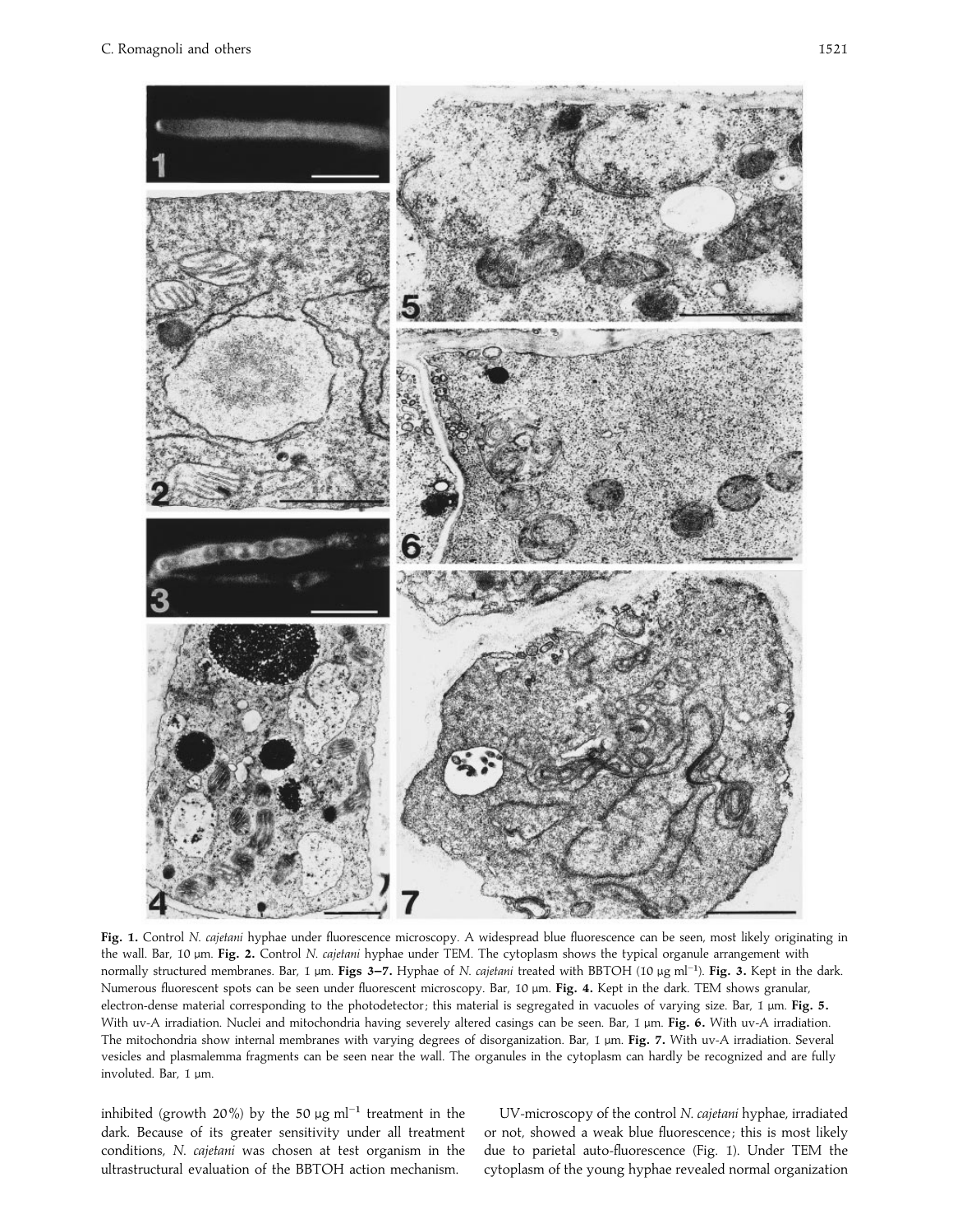**Fig. 1.** Control *N. cajetani* hyphae under fluorescence microscopy. A widespread blue fluorescence can be seen, most likely originating in the wall. Bar, 10 µm. **Fig. 2.** Control *N. cajetani* hyphae under TEM. The cytoplasm shows the typical organule arrangement with normally structured membranes. Bar, 1 µm. **Figs 3–7.** Hyphae of *N. cajetani* treated with BBTOH (10 µg $ml^{-1}$). **Fig. 3.** Kept in the dark. Numerous fluorescent spots can be seen under fluorescent microscopy. Bar, 10 µm. **Fig. 4.** Kept in the dark. TEM shows granular, electron-dense material corresponding to the photodetector; this material is segregated in vacuoles of varying size. Bar, 1 µm. **Fig. 5.** With uv-A irradiation. Nuclei and mitochondria having severely altered casings can be seen. Bar, 1 µm. **Fig. 6.** With uv-A irradiation. The mitochondria show internal membranes with varying degrees of disorganization. Bar, 1 µm. **Fig. 7.** With uv-A irradiation. Several vesicles and plasmalemma fragments can be seen near the wall. The organules in the cytoplasm can hardly be recognized and are fully involuted. Bar, 1 µm.

inhibited (growth 20%) by the 50 µg $ml^{-1}$ treatment in the dark. Because of its greater sensitivity under all treatment conditions, *N. cajetani* was chosen at test organism in the ultrastructural evaluation of the BBTOH action mechanism.

UV-microscopy of the control *N. cajetani* hyphae, irradiated or not, showed a weak blue fluorescence; this is most likely due to parietal auto-fluorescence (Fig. 1). Under TEM the cytoplasm of the young hyphae revealed normal organization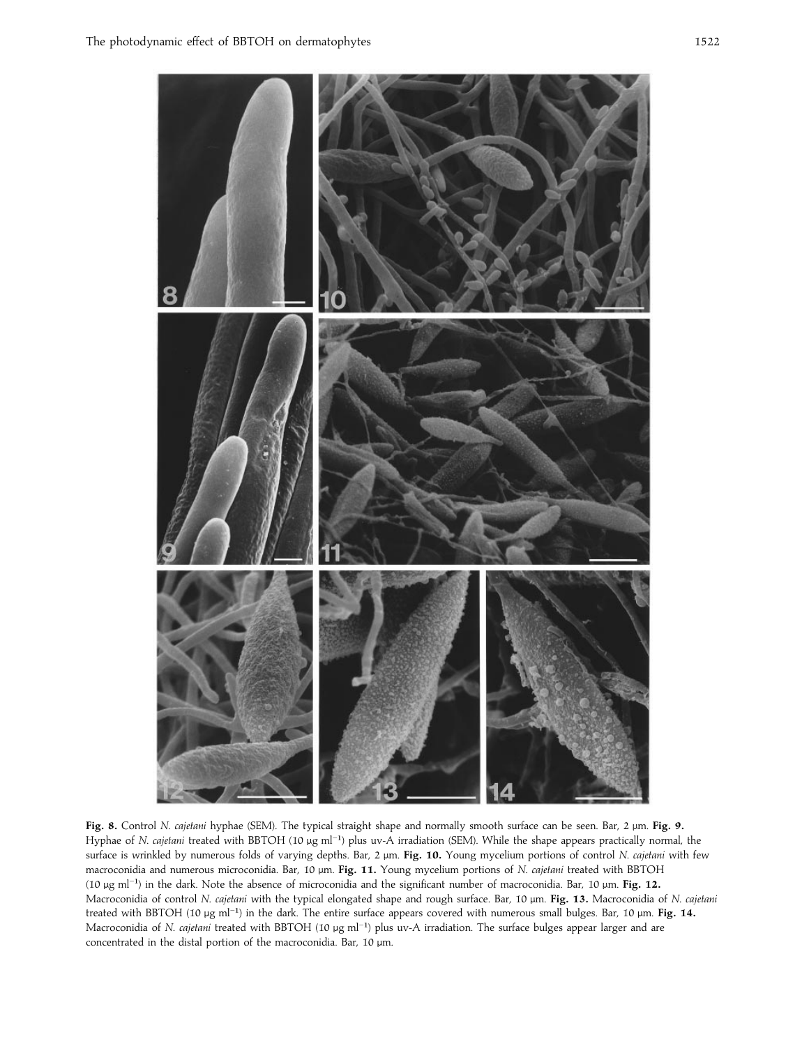**Fig. 8.** Control *N. cajetani* hyphae (SEM). The typical straight shape and normally smooth surface can be seen. Bar, 2 μm. **Fig. 9.** Hyphae of *N. cajetani* treated with BBTOH (10 μg ml$^{-1}$) plus uv-A irradiation (SEM). While the shape appears practically normal, the surface is wrinkled by numerous folds of varying depths. Bar, 2 μm. **Fig. 10.** Young mycelium portions of control *N. cajetani* with few macroconidia and numerous microconidia. Bar, 10 μm. **Fig. 11.** Young mycelium portions of *N. cajetani* treated with BBTOH (10 μg ml$^{-1}$) in the dark. Note the absence of microconidia and the significant number of macroconidia. Bar, 10 μm. **Fig. 12.** Macroconidia of control *N. cajetani* with the typical elongated shape and rough surface. Bar, 10 μm. **Fig. 13.** Macroconidia of *N. cajetani* treated with BBTOH (10 μg ml$^{-1}$) in the dark. The entire surface appears covered with numerous small bulges. Bar, 10 μm. **Fig. 14.** Macroconidia of *N. cajetani* treated with BBTOH (10 μg ml$^{-1}$) plus uv-A irradiation. The surface bulges appear larger and are concentrated in the distal portion of the macroconidia. Bar, 10 μm.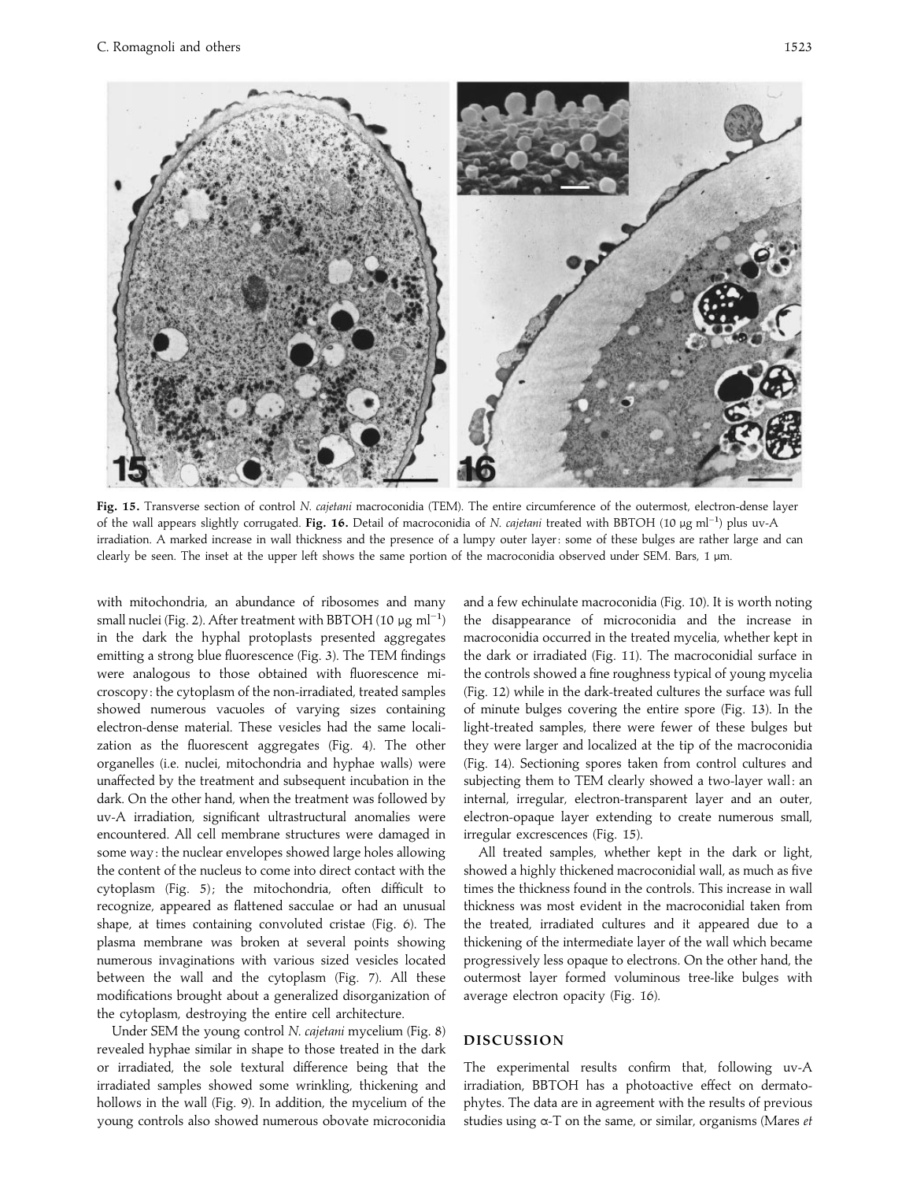**Fig. 15.** Transverse section of control *N. cajetani* macroconidia (TEM). The entire circumference of the outermost, electron-dense layer of the wall appears slightly corrugated. **Fig. 16.** Detail of macroconidia of *N. cajetani* treated with BBTOH (10 μg ml$^{-1}$) plus uv-A irradiation. A marked increase in wall thickness and the presence of a lumpy outer layer: some of these bulges are rather large and can clearly be seen. The inset at the upper left shows the same portion of the macroconidia observed under SEM. Bars, 1 μm.

with mitochondria, an abundance of ribosomes and many small nuclei (Fig. 2). After treatment with BBTOH (10 μg ml$^{-1}$) in the dark the hyphal protoplasts presented aggregates emitting a strong blue fluorescence (Fig. 3). The TEM findings were analogous to those obtained with fluorescence microscopy: the cytoplasm of the non-irradiated, treated samples showed numerous vacuoles of varying sizes containing electron-dense material. These vesicles had the same localization as the fluorescent aggregates (Fig. 4). The other organelles (i.e. nuclei, mitochondria and hyphae walls) were unaffected by the treatment and subsequent incubation in the dark. On the other hand, when the treatment was followed by uv-A irradiation, significant ultrastructural anomalies were encountered. All cell membrane structures were damaged in some way: the nuclear envelopes showed large holes allowing the content of the nucleus to come into direct contact with the cytoplasm (Fig. 5); the mitochondria, often difficult to recognize, appeared as flattened sacculae or had an unusual shape, at times containing convoluted cristae (Fig. 6). The plasma membrane was broken at several points showing numerous invaginations with various sized vesicles located between the wall and the cytoplasm (Fig. 7). All these modifications brought about a generalized disorganization of the cytoplasm, destroying the entire cell architecture.

Under SEM the young control *N. cajetani* mycelium (Fig. 8) revealed hyphae similar in shape to those treated in the dark or irradiated, the sole textural difference being that the irradiated samples showed some wrinkling, thickening and hollows in the wall (Fig. 9). In addition, the mycelium of the young controls also showed numerous obovate microconidia and a few echinulate macroconidia (Fig. 10). It is worth noting the disappearance of microconidia and the increase in macroconidia occurred in the treated mycelia, whether kept in the dark or irradiated (Fig. 11). The macroconidial surface in the controls showed a fine roughness typical of young mycelia (Fig. 12) while in the dark-treated cultures the surface was full of minute bulges covering the entire spore (Fig. 13). In the light-treated samples, there were fewer of these bulges but they were larger and localized at the tip of the macroconidia (Fig. 14). Sectioning spores taken from control cultures and subjecting them to TEM clearly showed a two-layer wall: an internal, irregular, electron-transparent layer and an outer, electron-opaque layer extending to create numerous small, irregular excrescences (Fig. 15).

All treated samples, whether kept in the dark or light, showed a highly thickened macroconidial wall, as much as five times the thickness found in the controls. This increase in wall thickness was most evident in the macroconidial taken from the treated, irradiated cultures and it appeared due to a thickening of the intermediate layer of the wall which became progressively less opaque to electrons. On the other hand, the outermost layer formed voluminous tree-like bulges with average electron opacity (Fig. 16).

## DISCUSSION

The experimental results confirm that, following uv-A irradiation, BBTOH has a photoactive effect on dermatophytes. The data are in agreement with the results of previous studies using α-T on the same, or similar, organisms (Mares *et*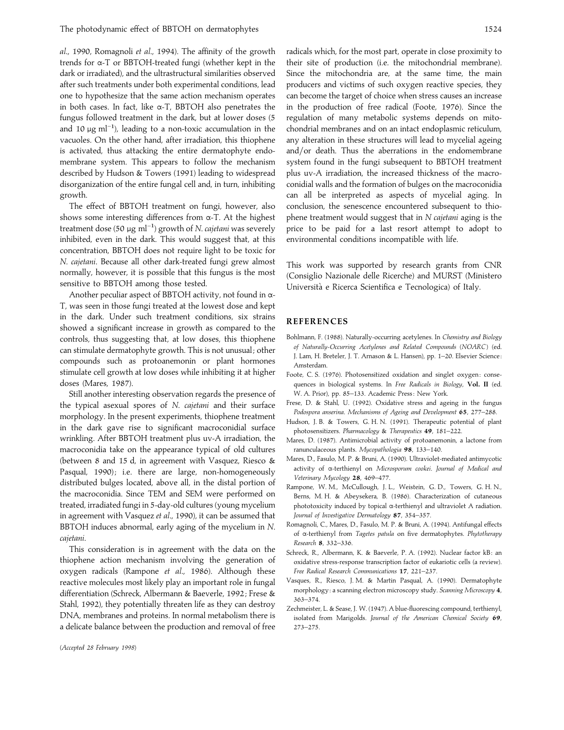al., 1990, Romagnoli *et al*., 1994). The affinity of the growth trends for α-T or BBTOH-treated fungi (whether kept in the dark or irradiated), and the ultrastructural similarities observed after such treatments under both experimental conditions, lead one to hypothesize that the same action mechanism operates in both cases. In fact, like α-T, BBTOH also penetrates the fungus followed treatment in the dark, but at lower doses (5 and 10 μg $ml^{-1}$), leading to a non-toxic accumulation in the vacuoles. On the other hand, after irradiation, this thiophene is activated, thus attacking the entire dermatophyte endomembrane system. This appears to follow the mechanism described by Hudson & Towers (1991) leading to widespread disorganization of the entire fungal cell and, in turn, inhibiting growth.

The effect of BBTOH treatment on fungi, however, also shows some interesting differences from α-T. At the highest treatment dose (50 μg $ml^{-1}$) growth of *N. cajetani* was severely inhibited, even in the dark. This would suggest that, at this concentration, BBTOH does not require light to be toxic for *N. cajetani*. Because all other dark-treated fungi grew almost normally, however, it is possible that this fungus is the most sensitive to BBTOH among those tested.

Another peculiar aspect of BBTOH activity, not found in α-T, was seen in those fungi treated at the lowest dose and kept in the dark. Under such treatment conditions, six strains showed a significant increase in growth as compared to the controls, thus suggesting that, at low doses, this thiophene can stimulate dermatophyte growth. This is not unusual; other compounds such as protoanemonin or plant hormones stimulate cell growth at low doses while inhibiting it at higher doses (Mares, 1987).

Still another interesting observation regards the presence of the typical asexual spores of *N. cajetani* and their surface morphology. In the present experiments, thiophene treatment in the dark gave rise to significant macroconidial surface wrinkling. After BBTOH treatment plus uv-A irradiation, the macroconidia take on the appearance typical of old cultures (between 8 and 15 d, in agreement with Vasquez, Riesco & Pasqual, 1990); i.e. there are large, non-homogeneously distributed bulges located, above all, in the distal portion of the macroconidia. Since TEM and SEM were performed on treated, irradiated fungi in 5-day-old cultures (young mycelium in agreement with Vasquez *et al*., 1990), it can be assumed that BBTOH induces abnormal, early aging of the mycelium in *N. cajetani*.

This consideration is in agreement with the data on the thiophene action mechanism involving the generation of oxygen radicals (Rampone *et al*., 1986). Although these reactive molecules most likely play an important role in fungal differentiation (Schreck, Albermann & Baeverle, 1992; Frese & Stahl, 1992), they potentially threaten life as they can destroy DNA, membranes and proteins. In normal metabolism there is a delicate balance between the production and removal of free radicals which, for the most part, operate in close proximity to their site of production (i.e. the mitochondrial membrane). Since the mitochondria are, at the same time, the main producers and victims of such oxygen reactive species, they can become the target of choice when stress causes an increase in the production of free radical (Foote, 1976). Since the regulation of many metabolic systems depends on mitochondrial membranes and on an intact endoplasmic reticulum, any alteration in these structures will lead to mycelial ageing and/or death. Thus the aberrations in the endomembrane system found in the fungi subsequent to BBTOH treatment plus uv-A irradiation, the increased thickness of the macroconidial walls and the formation of bulges on the macroconidia can all be interpreted as aspects of mycelial aging. In conclusion, the senescence encountered subsequent to thiophene treatment would suggest that in *N cajetani* aging is the price to be paid for a last resort attempt to adopt to environmental conditions incompatible with life.

This work was supported by research grants from CNR (Consiglio Nazionale delle Ricerche) and MURST (Ministero Università e Ricerca Scientifica e Tecnologica) of Italy.

## REFERENCES

Bohlmann, F. (1988). Naturally-occurring acetylenes. In *Chemistry and Biology of Naturally-Occurring Acetylenes and Related Compounds* (*NOARC*) (ed. J. Lam, H. Breteler, J. T. Arnason & L. Hansen), pp. 1–20. Elsevier Science: Amsterdam.

Foote, C. S. (1976). Photosensitized oxidation and singlet oxygen: consequences in biological systems. In *Free Radicals in Biology*, **Vol. II** (ed. W. A. Prior), pp. 85–133. Academic Press: New York.

Frese, D. & Stahl, U. (1992). Oxidative stress and ageing in the fungus *Podospora anserina*. *Mechanisms of Ageing and Development* **65**, 277–288.

Hudson, J. B. & Towers, G. H. N. (1991). Therapeutic potential of plant photosensitizers. *Pharmacology & Therapeutics* **49**, 181–222.

Mares, D. (1987). Antimicrobial activity of protoanemonin, a lactone from ranunculaceous plants. *Mycopathologia* **98**, 133–140.

Mares, D., Fasulo, M. P. & Bruni, A. (1990). Ultraviolet-mediated antimycotic activity of α-terthienyl on *Microsporum cookei*. *Journal of Medical and Veterinary Mycology* **28**, 469–477.

Rampone, W. M., McCullough, J. L., Weistein, G. D., Towers, G. H. N., Berns, M. H. & Abeysekera, B. (1986). Characterization of cutaneous phototoxicity induced by topical α-terthienyl and ultraviolet A radiation. *Journal of Investigative Dermatology* **87**, 354–357.

Romagnoli, C., Mares, D., Fasulo, M. P. & Bruni, A. (1994). Antifungal effects of α-terthienyl from *Tagetes patula* on five dermatophytes. *Phytotherapy Research* **8**, 332–336.

Schreck, R., Albermann, K. & Baeverle, P. A. (1992). Nuclear factor kB: an oxidative stress-response transcription factor of eukariotic cells (a review). *Free Radical Research Communications* **17**, 221–237.

Vasques, R., Riesco, J. M. & Martin Pasqual, A. (1990). Dermatophyte morphology: a scanning electron microscopy study. *Scanning Microscopy* **4**, 363–374.

Zechmeister, L. & Sease, J. W. (1947). A blue-fluorescing compound, terthienyl, isolated from Marigolds. *Journal of the American Chemical Society* **69**, 273–275.

(*Accepted 28 February 1998*)